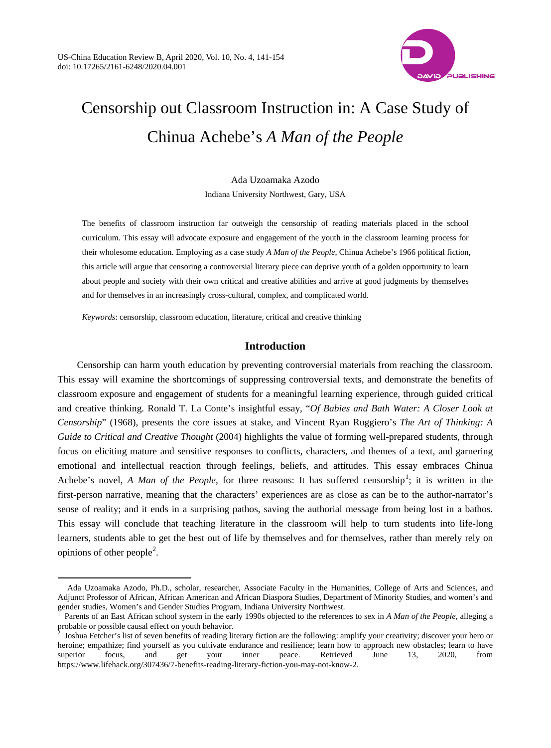# Censorship out Classroom Instruction in: A Case Study of Chinua Achebe's *A Man of the People*

Ada Uzoamaka Azodo

Indiana University Northwest, Gary, USA

The benefits of classroom instruction far outweigh the censorship of reading materials placed in the school curriculum. This essay will advocate exposure and engagement of the youth in the classroom learning process for their wholesome education. Employing as a case study *A Man of the People*, Chinua Achebe's 1966 political fiction, this article will argue that censoring a controversial literary piece can deprive youth of a golden opportunity to learn about people and society with their own critical and creative abilities and arrive at good judgments by themselves and for themselves in an increasingly cross-cultural, complex, and complicated world.

*Keywords*: censorship, classroom education, literature, critical and creative thinking

## Introduction

Censorship can harm youth education by preventing controversial materials from reaching the classroom. This essay will examine the shortcomings of suppressing controversial texts, and demonstrate the benefits of classroom exposure and engagement of students for a meaningful learning experience, through guided critical and creative thinking. Ronald T. La Conte's insightful essay, "*Of Babies and Bath Water: A Closer Look at Censorship*" (1968), presents the core issues at stake, and Vincent Ryan Ruggiero's *The Art of Thinking: A Guide to Critical and Creative Thought* (2004) highlights the value of forming well-prepared students, through focus on eliciting mature and sensitive responses to conflicts, characters, and themes of a text, and garnering emotional and intellectual reaction through feelings, beliefs, and attitudes. This essay embraces Chinua Achebe's novel, *A Man of the People*, for three reasons: It has suffered censorship[1]; it is written in the first-person narrative, meaning that the characters' experiences are as close as can be to the author-narrator's sense of reality; and it ends in a surprising pathos, saving the authorial message from being lost in a bathos. This essay will conclude that teaching literature in the classroom will help to turn students into life-long learners, students able to get the best out of life by themselves and for themselves, rather than merely rely on opinions of other people[2].

---

Ada Uzoamaka Azodo, Ph.D., scholar, researcher, Associate Faculty in the Humanities, College of Arts and Sciences, and Adjunct Professor of African, African American and African Diaspora Studies, Department of Minority Studies, and women's and gender studies, Women's and Gender Studies Program, Indiana University Northwest.

[1] Parents of an East African school system in the early 1990s objected to the references to sex in *A Man of the People*, alleging a probable or possible causal effect on youth behavior.

[2] Joshua Fetcher's list of seven benefits of reading literary fiction are the following: amplify your creativity; discover your hero or heroine; empathize; find yourself as you cultivate endurance and resilience; learn how to approach new obstacles; learn to have superior focus, and get your inner peace. Retrieved June 13, 2020, from https://www.lifehack.org/307436/7-benefits-reading-literary-fiction-you-may-not-know-2.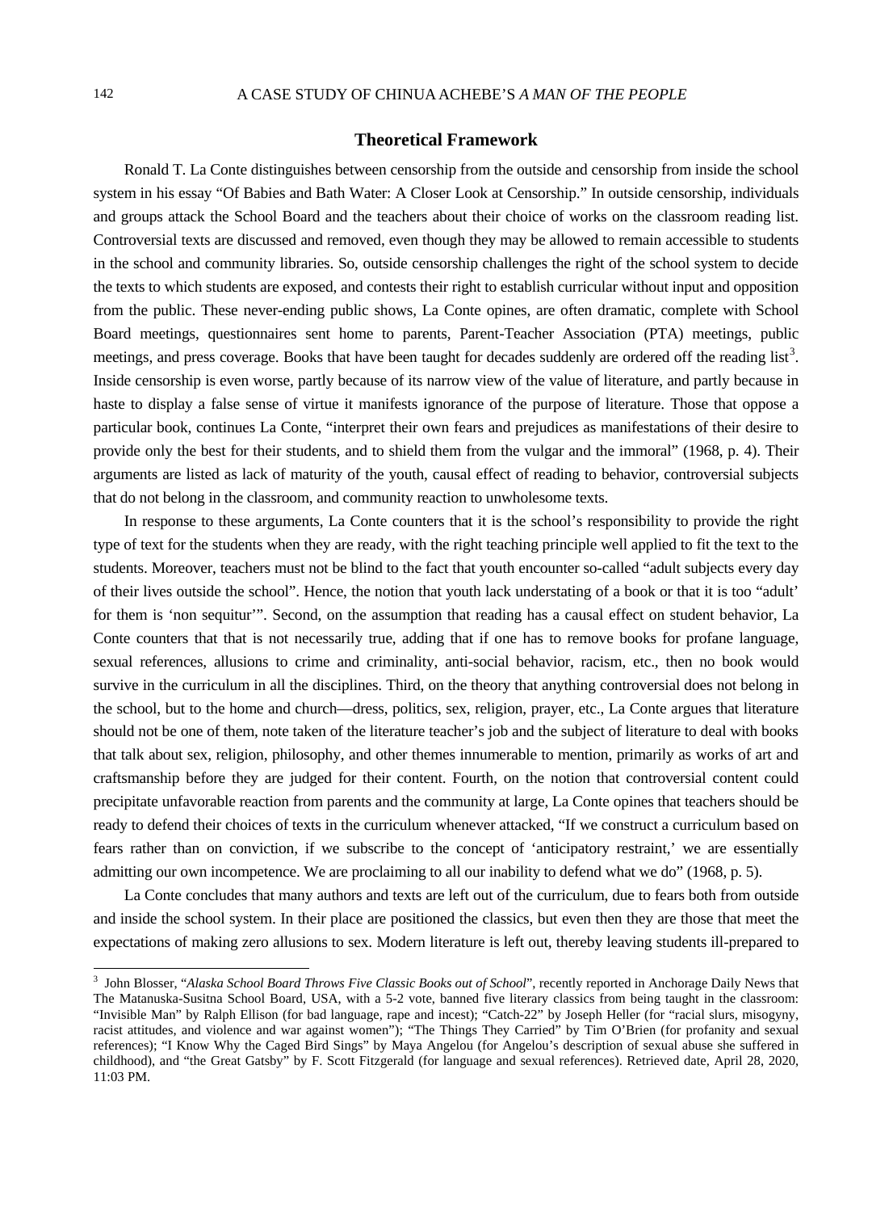## Theoretical Framework

Ronald T. La Conte distinguishes between censorship from the outside and censorship from inside the school system in his essay "Of Babies and Bath Water: A Closer Look at Censorship." In outside censorship, individuals and groups attack the School Board and the teachers about their choice of works on the classroom reading list. Controversial texts are discussed and removed, even though they may be allowed to remain accessible to students in the school and community libraries. So, outside censorship challenges the right of the school system to decide the texts to which students are exposed, and contests their right to establish curricular without input and opposition from the public. These never-ending public shows, La Conte opines, are often dramatic, complete with School Board meetings, questionnaires sent home to parents, Parent-Teacher Association (PTA) meetings, public meetings, and press coverage. Books that have been taught for decades suddenly are ordered off the reading list[3]. Inside censorship is even worse, partly because of its narrow view of the value of literature, and partly because in haste to display a false sense of virtue it manifests ignorance of the purpose of literature. Those that oppose a particular book, continues La Conte, "interpret their own fears and prejudices as manifestations of their desire to provide only the best for their students, and to shield them from the vulgar and the immoral" (1968, p. 4). Their arguments are listed as lack of maturity of the youth, causal effect of reading to behavior, controversial subjects that do not belong in the classroom, and community reaction to unwholesome texts.

In response to these arguments, La Conte counters that it is the school's responsibility to provide the right type of text for the students when they are ready, with the right teaching principle well applied to fit the text to the students. Moreover, teachers must not be blind to the fact that youth encounter so-called "adult subjects every day of their lives outside the school". Hence, the notion that youth lack understating of a book or that it is too "adult' for them is 'non sequitur'". Second, on the assumption that reading has a causal effect on student behavior, La Conte counters that that is not necessarily true, adding that if one has to remove books for profane language, sexual references, allusions to crime and criminality, anti-social behavior, racism, etc., then no book would survive in the curriculum in all the disciplines. Third, on the theory that anything controversial does not belong in the school, but to the home and church—dress, politics, sex, religion, prayer, etc., La Conte argues that literature should not be one of them, note taken of the literature teacher's job and the subject of literature to deal with books that talk about sex, religion, philosophy, and other themes innumerable to mention, primarily as works of art and craftsmanship before they are judged for their content. Fourth, on the notion that controversial content could precipitate unfavorable reaction from parents and the community at large, La Conte opines that teachers should be ready to defend their choices of texts in the curriculum whenever attacked, "If we construct a curriculum based on fears rather than on conviction, if we subscribe to the concept of 'anticipatory restraint,' we are essentially admitting our own incompetence. We are proclaiming to all our inability to defend what we do" (1968, p. 5).

La Conte concludes that many authors and texts are left out of the curriculum, due to fears both from outside and inside the school system. In their place are positioned the classics, but even then they are those that meet the expectations of making zero allusions to sex. Modern literature is left out, thereby leaving students ill-prepared to

[3] John Blosser, "*Alaska School Board Throws Five Classic Books out of School*", recently reported in Anchorage Daily News that The Matanuska-Susitna School Board, USA, with a 5-2 vote, banned five literary classics from being taught in the classroom: "Invisible Man" by Ralph Ellison (for bad language, rape and incest); "Catch-22" by Joseph Heller (for "racial slurs, misogyny, racist attitudes, and violence and war against women"); "The Things They Carried" by Tim O'Brien (for profanity and sexual references); "I Know Why the Caged Bird Sings" by Maya Angelou (for Angelou's description of sexual abuse she suffered in childhood), and "the Great Gatsby" by F. Scott Fitzgerald (for language and sexual references). Retrieved date, April 28, 2020, 11:03 PM.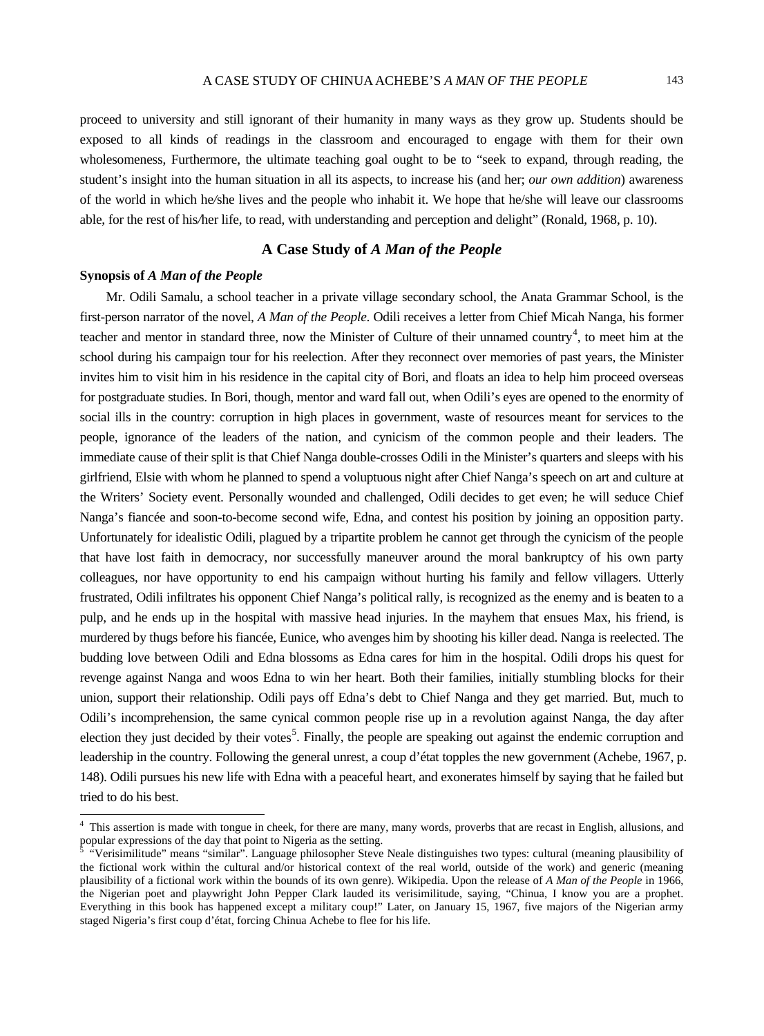proceed to university and still ignorant of their humanity in many ways as they grow up. Students should be exposed to all kinds of readings in the classroom and encouraged to engage with them for their own wholesomeness, Furthermore, the ultimate teaching goal ought to be to "seek to expand, through reading, the student's insight into the human situation in all its aspects, to increase his (and her; *our own addition*) awareness of the world in which he/she lives and the people who inhabit it. We hope that he/she will leave our classrooms able, for the rest of his/her life, to read, with understanding and perception and delight" (Ronald, 1968, p. 10).

## A Case Study of *A Man of the People*

### Synopsis of *A Man of the People*

Mr. Odili Samalu, a school teacher in a private village secondary school, the Anata Grammar School, is the first-person narrator of the novel, *A Man of the People*. Odili receives a letter from Chief Micah Nanga, his former teacher and mentor in standard three, now the Minister of Culture of their unnamed country[4], to meet him at the school during his campaign tour for his reelection. After they reconnect over memories of past years, the Minister invites him to visit him in his residence in the capital city of Bori, and floats an idea to help him proceed overseas for postgraduate studies. In Bori, though, mentor and ward fall out, when Odili's eyes are opened to the enormity of social ills in the country: corruption in high places in government, waste of resources meant for services to the people, ignorance of the leaders of the nation, and cynicism of the common people and their leaders. The immediate cause of their split is that Chief Nanga double-crosses Odili in the Minister's quarters and sleeps with his girlfriend, Elsie with whom he planned to spend a voluptuous night after Chief Nanga's speech on art and culture at the Writers' Society event. Personally wounded and challenged, Odili decides to get even; he will seduce Chief Nanga's fiancée and soon-to-become second wife, Edna, and contest his position by joining an opposition party. Unfortunately for idealistic Odili, plagued by a tripartite problem he cannot get through the cynicism of the people that have lost faith in democracy, nor successfully maneuver around the moral bankruptcy of his own party colleagues, nor have opportunity to end his campaign without hurting his family and fellow villagers. Utterly frustrated, Odili infiltrates his opponent Chief Nanga's political rally, is recognized as the enemy and is beaten to a pulp, and he ends up in the hospital with massive head injuries. In the mayhem that ensues Max, his friend, is murdered by thugs before his fiancée, Eunice, who avenges him by shooting his killer dead. Nanga is reelected. The budding love between Odili and Edna blossoms as Edna cares for him in the hospital. Odili drops his quest for revenge against Nanga and woos Edna to win her heart. Both their families, initially stumbling blocks for their union, support their relationship. Odili pays off Edna's debt to Chief Nanga and they get married. But, much to Odili's incomprehension, the same cynical common people rise up in a revolution against Nanga, the day after election they just decided by their votes[5]. Finally, the people are speaking out against the endemic corruption and leadership in the country. Following the general unrest, a coup d'état topples the new government (Achebe, 1967, p. 148). Odili pursues his new life with Edna with a peaceful heart, and exonerates himself by saying that he failed but tried to do his best.

---

[4] This assertion is made with tongue in cheek, for there are many, many words, proverbs that are recast in English, allusions, and popular expressions of the day that point to Nigeria as the setting.

[5] "Verisimilitude" means "similar". Language philosopher Steve Neale distinguishes two types: cultural (meaning plausibility of the fictional work within the cultural and/or historical context of the real world, outside of the work) and generic (meaning plausibility of a fictional work within the bounds of its own genre). Wikipedia. Upon the release of *A Man of the People* in 1966, the Nigerian poet and playwright John Pepper Clark lauded its verisimilitude, saying, "Chinua, I know you are a prophet. Everything in this book has happened except a military coup!" Later, on January 15, 1967, five majors of the Nigerian army staged Nigeria's first coup d'état, forcing Chinua Achebe to flee for his life.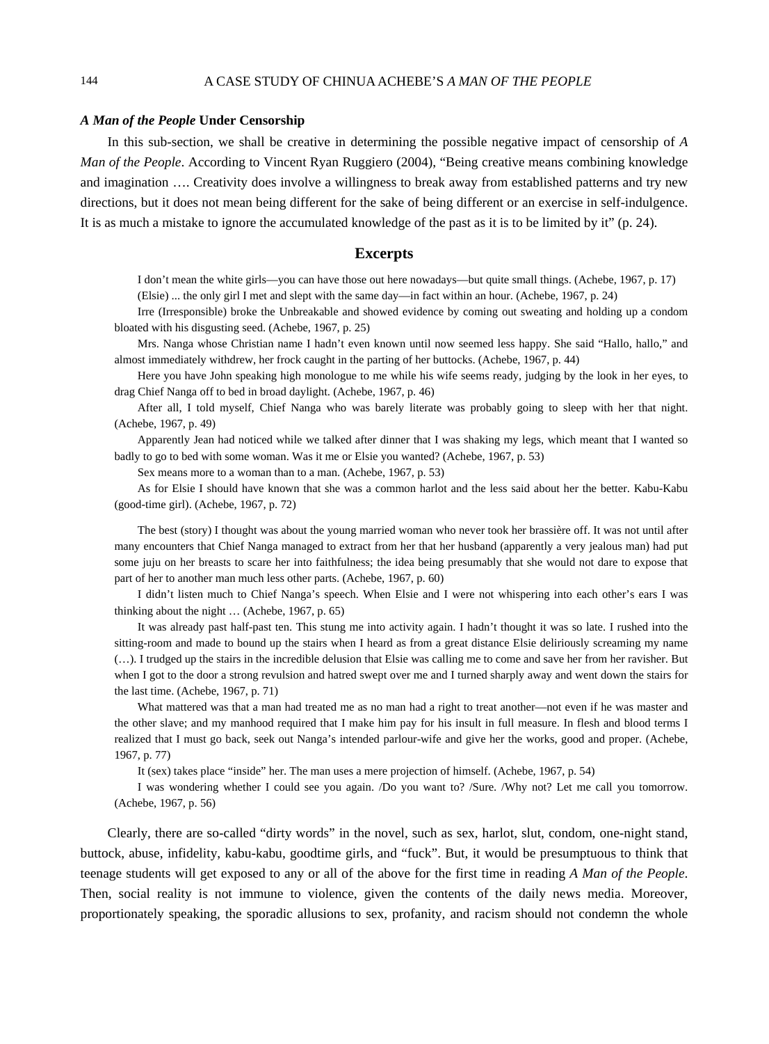### *A Man of the People* Under Censorship

In this sub-section, we shall be creative in determining the possible negative impact of censorship of *A Man of the People*. According to Vincent Ryan Ruggiero (2004), "Being creative means combining knowledge and imagination …. Creativity does involve a willingness to break away from established patterns and try new directions, but it does not mean being different for the sake of being different or an exercise in self-indulgence. It is as much a mistake to ignore the accumulated knowledge of the past as it is to be limited by it" (p. 24).

## Excerpts

> I don't mean the white girls—you can have those out here nowadays—but quite small things. (Achebe, 1967, p. 17)
>
> (Elsie) ... the only girl I met and slept with the same day—in fact within an hour. (Achebe, 1967, p. 24)
>
> Irre (Irresponsible) broke the Unbreakable and showed evidence by coming out sweating and holding up a condom bloated with his disgusting seed. (Achebe, 1967, p. 25)
>
> Mrs. Nanga whose Christian name I hadn't even known until now seemed less happy. She said "Hallo, hallo," and almost immediately withdrew, her frock caught in the parting of her buttocks. (Achebe, 1967, p. 44)
>
> Here you have John speaking high monologue to me while his wife seems ready, judging by the look in her eyes, to drag Chief Nanga off to bed in broad daylight. (Achebe, 1967, p. 46)
>
> After all, I told myself, Chief Nanga who was barely literate was probably going to sleep with her that night. (Achebe, 1967, p. 49)
>
> Apparently Jean had noticed while we talked after dinner that I was shaking my legs, which meant that I wanted so badly to go to bed with some woman. Was it me or Elsie you wanted? (Achebe, 1967, p. 53)
>
> Sex means more to a woman than to a man. (Achebe, 1967, p. 53)
>
> As for Elsie I should have known that she was a common harlot and the less said about her the better. Kabu-Kabu (good-time girl). (Achebe, 1967, p. 72)
>
> The best (story) I thought was about the young married woman who never took her brassière off. It was not until after many encounters that Chief Nanga managed to extract from her that her husband (apparently a very jealous man) had put some juju on her breasts to scare her into faithfulness; the idea being presumably that she would not dare to expose that part of her to another man much less other parts. (Achebe, 1967, p. 60)
>
> I didn't listen much to Chief Nanga's speech. When Elsie and I were not whispering into each other's ears I was thinking about the night … (Achebe, 1967, p. 65)
>
> It was already past half-past ten. This stung me into activity again. I hadn't thought it was so late. I rushed into the sitting-room and made to bound up the stairs when I heard as from a great distance Elsie deliriously screaming my name (…). I trudged up the stairs in the incredible delusion that Elsie was calling me to come and save her from her ravisher. But when I got to the door a strong revulsion and hatred swept over me and I turned sharply away and went down the stairs for the last time. (Achebe, 1967, p. 71)
>
> What mattered was that a man had treated me as no man had a right to treat another—not even if he was master and the other slave; and my manhood required that I make him pay for his insult in full measure. In flesh and blood terms I realized that I must go back, seek out Nanga's intended parlour-wife and give her the works, good and proper. (Achebe, 1967, p. 77)
>
> It (sex) takes place "inside" her. The man uses a mere projection of himself. (Achebe, 1967, p. 54)
>
> I was wondering whether I could see you again. /Do you want to? /Sure. /Why not? Let me call you tomorrow. (Achebe, 1967, p. 56)

Clearly, there are so-called "dirty words" in the novel, such as sex, harlot, slut, condom, one-night stand, buttock, abuse, infidelity, kabu-kabu, goodtime girls, and "fuck". But, it would be presumptuous to think that teenage students will get exposed to any or all of the above for the first time in reading *A Man of the People*. Then, social reality is not immune to violence, given the contents of the daily news media. Moreover, proportionately speaking, the sporadic allusions to sex, profanity, and racism should not condemn the whole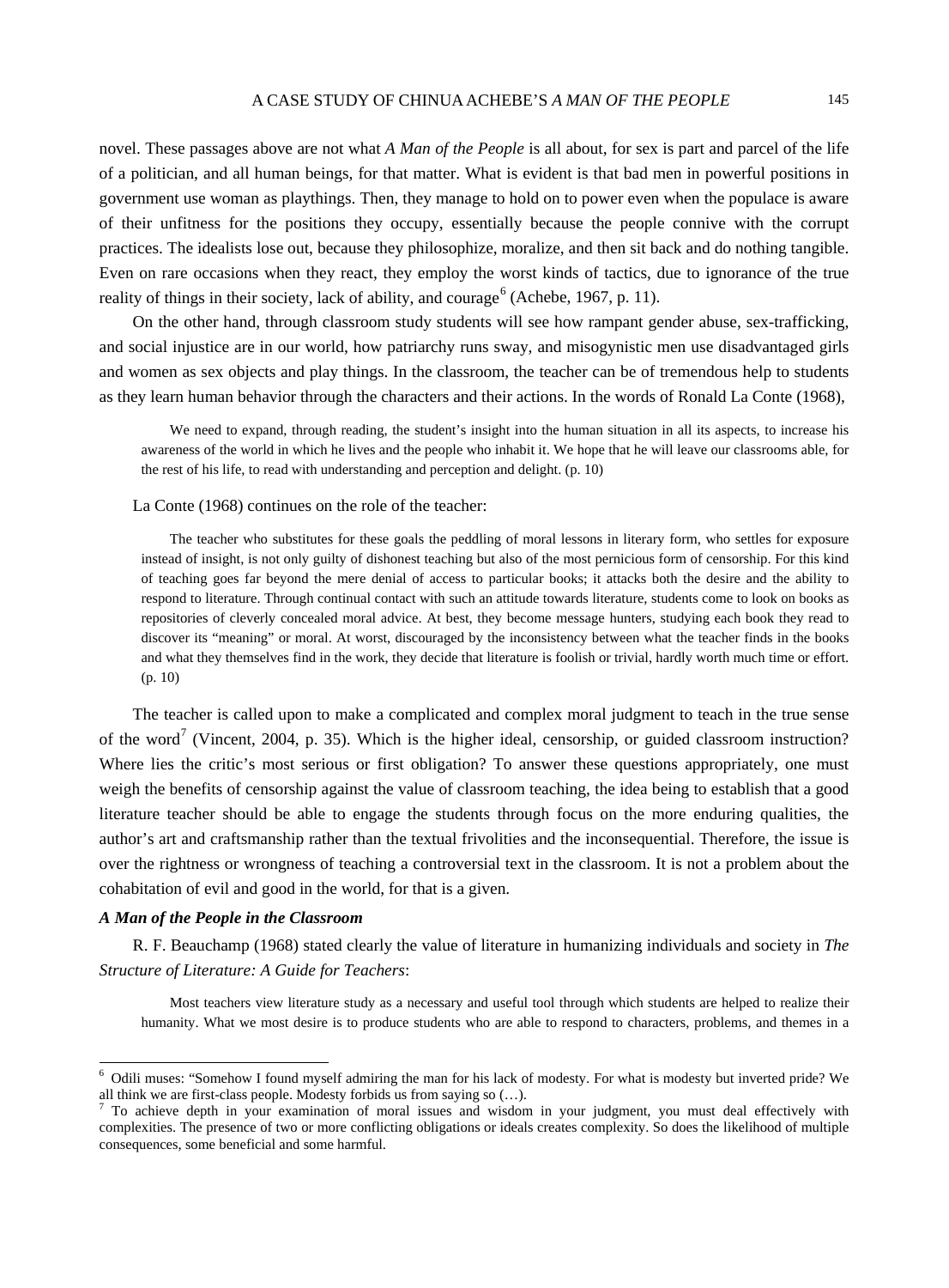novel. These passages above are not what *A Man of the People* is all about, for sex is part and parcel of the life of a politician, and all human beings, for that matter. What is evident is that bad men in powerful positions in government use woman as playthings. Then, they manage to hold on to power even when the populace is aware of their unfitness for the positions they occupy, essentially because the people connive with the corrupt practices. The idealists lose out, because they philosophize, moralize, and then sit back and do nothing tangible. Even on rare occasions when they react, they employ the worst kinds of tactics, due to ignorance of the true reality of things in their society, lack of ability, and courage[6] (Achebe, 1967, p. 11).

On the other hand, through classroom study students will see how rampant gender abuse, sex-trafficking, and social injustice are in our world, how patriarchy runs sway, and misogynistic men use disadvantaged girls and women as sex objects and play things. In the classroom, the teacher can be of tremendous help to students as they learn human behavior through the characters and their actions. In the words of Ronald La Conte (1968),

> We need to expand, through reading, the student's insight into the human situation in all its aspects, to increase his awareness of the world in which he lives and the people who inhabit it. We hope that he will leave our classrooms able, for the rest of his life, to read with understanding and perception and delight. (p. 10)

La Conte (1968) continues on the role of the teacher:

> The teacher who substitutes for these goals the peddling of moral lessons in literary form, who settles for exposure instead of insight, is not only guilty of dishonest teaching but also of the most pernicious form of censorship. For this kind of teaching goes far beyond the mere denial of access to particular books; it attacks both the desire and the ability to respond to literature. Through continual contact with such an attitude towards literature, students come to look on books as repositories of cleverly concealed moral advice. At best, they become message hunters, studying each book they read to discover its "meaning" or moral. At worst, discouraged by the inconsistency between what the teacher finds in the books and what they themselves find in the work, they decide that literature is foolish or trivial, hardly worth much time or effort. (p. 10)

The teacher is called upon to make a complicated and complex moral judgment to teach in the true sense of the word[7] (Vincent, 2004, p. 35). Which is the higher ideal, censorship, or guided classroom instruction? Where lies the critic's most serious or first obligation? To answer these questions appropriately, one must weigh the benefits of censorship against the value of classroom teaching, the idea being to establish that a good literature teacher should be able to engage the students through focus on the more enduring qualities, the author's art and craftsmanship rather than the textual frivolities and the inconsequential. Therefore, the issue is over the rightness or wrongness of teaching a controversial text in the classroom. It is not a problem about the cohabitation of evil and good in the world, for that is a given.

### *A Man of the People in the Classroom*

R. F. Beauchamp (1968) stated clearly the value of literature in humanizing individuals and society in *The Structure of Literature: A Guide for Teachers*:

> Most teachers view literature study as a necessary and useful tool through which students are helped to realize their humanity. What we most desire is to produce students who are able to respond to characters, problems, and themes in a

---

[6] Odili muses: "Somehow I found myself admiring the man for his lack of modesty. For what is modesty but inverted pride? We all think we are first-class people. Modesty forbids us from saying so (…).

[7] To achieve depth in your examination of moral issues and wisdom in your judgment, you must deal effectively with complexities. The presence of two or more conflicting obligations or ideals creates complexity. So does the likelihood of multiple consequences, some beneficial and some harmful.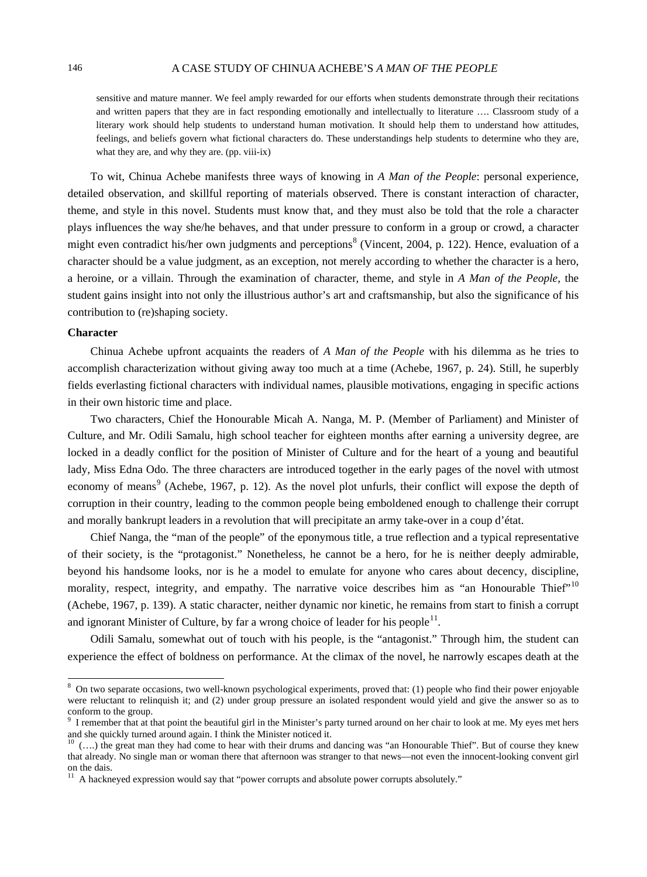sensitive and mature manner. We feel amply rewarded for our efforts when students demonstrate through their recitations and written papers that they are in fact responding emotionally and intellectually to literature …. Classroom study of a literary work should help students to understand human motivation. It should help them to understand how attitudes, feelings, and beliefs govern what fictional characters do. These understandings help students to determine who they are, what they are, and why they are. (pp. viii-ix)

To wit, Chinua Achebe manifests three ways of knowing in *A Man of the People*: personal experience, detailed observation, and skillful reporting of materials observed. There is constant interaction of character, theme, and style in this novel. Students must know that, and they must also be told that the role a character plays influences the way she/he behaves, and that under pressure to conform in a group or crowd, a character might even contradict his/her own judgments and perceptions[8] (Vincent, 2004, p. 122). Hence, evaluation of a character should be a value judgment, as an exception, not merely according to whether the character is a hero, a heroine, or a villain. Through the examination of character, theme, and style in *A Man of the People*, the student gains insight into not only the illustrious author's art and craftsmanship, but also the significance of his contribution to (re)shaping society.

**Character**

Chinua Achebe upfront acquaints the readers of *A Man of the People* with his dilemma as he tries to accomplish characterization without giving away too much at a time (Achebe, 1967, p. 24). Still, he superbly fields everlasting fictional characters with individual names, plausible motivations, engaging in specific actions in their own historic time and place.

Two characters, Chief the Honourable Micah A. Nanga, M. P. (Member of Parliament) and Minister of Culture, and Mr. Odili Samalu, high school teacher for eighteen months after earning a university degree, are locked in a deadly conflict for the position of Minister of Culture and for the heart of a young and beautiful lady, Miss Edna Odo. The three characters are introduced together in the early pages of the novel with utmost economy of means[9] (Achebe, 1967, p. 12). As the novel plot unfurls, their conflict will expose the depth of corruption in their country, leading to the common people being emboldened enough to challenge their corrupt and morally bankrupt leaders in a revolution that will precipitate an army take-over in a coup d'état.

Chief Nanga, the "man of the people" of the eponymous title, a true reflection and a typical representative of their society, is the "protagonist." Nonetheless, he cannot be a hero, for he is neither deeply admirable, beyond his handsome looks, nor is he a model to emulate for anyone who cares about decency, discipline, morality, respect, integrity, and empathy. The narrative voice describes him as "an Honourable Thief"[10] (Achebe, 1967, p. 139). A static character, neither dynamic nor kinetic, he remains from start to finish a corrupt and ignorant Minister of Culture, by far a wrong choice of leader for his people[11].

Odili Samalu, somewhat out of touch with his people, is the "antagonist." Through him, the student can experience the effect of boldness on performance. At the climax of the novel, he narrowly escapes death at the

---

[8] On two separate occasions, two well-known psychological experiments, proved that: (1) people who find their power enjoyable were reluctant to relinquish it; and (2) under group pressure an isolated respondent would yield and give the answer so as to conform to the group.

[9] I remember that at that point the beautiful girl in the Minister's party turned around on her chair to look at me. My eyes met hers and she quickly turned around again. I think the Minister noticed it.

[10] (….) the great man they had come to hear with their drums and dancing was "an Honourable Thief". But of course they knew that already. No single man or woman there that afternoon was stranger to that news—not even the innocent-looking convent girl on the dais.

[11] A hackneyed expression would say that "power corrupts and absolute power corrupts absolutely."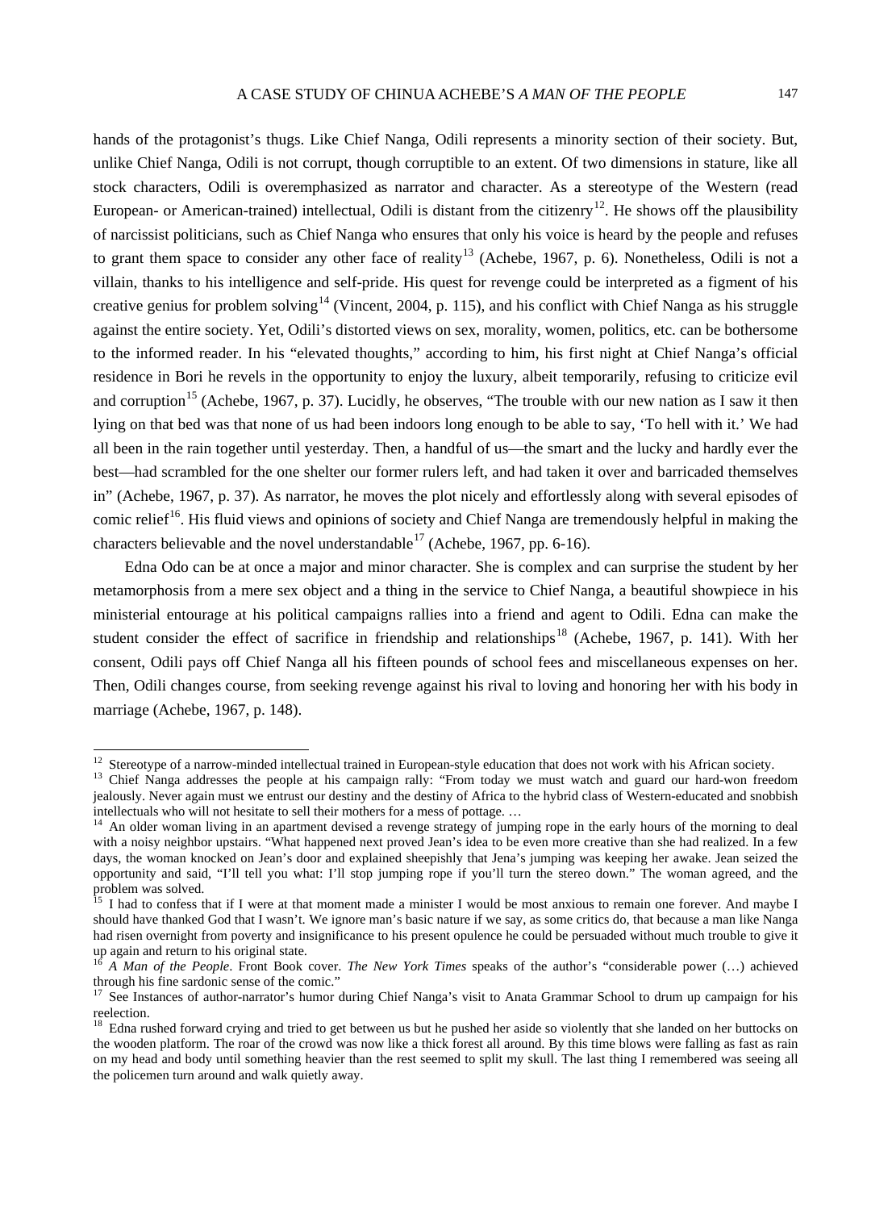hands of the protagonist's thugs. Like Chief Nanga, Odili represents a minority section of their society. But, unlike Chief Nanga, Odili is not corrupt, though corruptible to an extent. Of two dimensions in stature, like all stock characters, Odili is overemphasized as narrator and character. As a stereotype of the Western (read European- or American-trained) intellectual, Odili is distant from the citizenry[12]. He shows off the plausibility of narcissist politicians, such as Chief Nanga who ensures that only his voice is heard by the people and refuses to grant them space to consider any other face of reality[13] (Achebe, 1967, p. 6). Nonetheless, Odili is not a villain, thanks to his intelligence and self-pride. His quest for revenge could be interpreted as a figment of his creative genius for problem solving[14] (Vincent, 2004, p. 115), and his conflict with Chief Nanga as his struggle against the entire society. Yet, Odili's distorted views on sex, morality, women, politics, etc. can be bothersome to the informed reader. In his "elevated thoughts," according to him, his first night at Chief Nanga's official residence in Bori he revels in the opportunity to enjoy the luxury, albeit temporarily, refusing to criticize evil and corruption[15] (Achebe, 1967, p. 37). Lucidly, he observes, "The trouble with our new nation as I saw it then lying on that bed was that none of us had been indoors long enough to be able to say, 'To hell with it.' We had all been in the rain together until yesterday. Then, a handful of us—the smart and the lucky and hardly ever the best—had scrambled for the one shelter our former rulers left, and had taken it over and barricaded themselves in" (Achebe, 1967, p. 37). As narrator, he moves the plot nicely and effortlessly along with several episodes of comic relief[16]. His fluid views and opinions of society and Chief Nanga are tremendously helpful in making the characters believable and the novel understandable[17] (Achebe, 1967, pp. 6-16).

Edna Odo can be at once a major and minor character. She is complex and can surprise the student by her metamorphosis from a mere sex object and a thing in the service to Chief Nanga, a beautiful showpiece in his ministerial entourage at his political campaigns rallies into a friend and agent to Odili. Edna can make the student consider the effect of sacrifice in friendship and relationships[18] (Achebe, 1967, p. 141). With her consent, Odili pays off Chief Nanga all his fifteen pounds of school fees and miscellaneous expenses on her. Then, Odili changes course, from seeking revenge against his rival to loving and honoring her with his body in marriage (Achebe, 1967, p. 148).

---

[12] Stereotype of a narrow-minded intellectual trained in European-style education that does not work with his African society.

[13] Chief Nanga addresses the people at his campaign rally: "From today we must watch and guard our hard-won freedom jealously. Never again must we entrust our destiny and the destiny of Africa to the hybrid class of Western-educated and snobbish intellectuals who will not hesitate to sell their mothers for a mess of pottage. …

[14] An older woman living in an apartment devised a revenge strategy of jumping rope in the early hours of the morning to deal with a noisy neighbor upstairs. "What happened next proved Jean's idea to be even more creative than she had realized. In a few days, the woman knocked on Jean's door and explained sheepishly that Jena's jumping was keeping her awake. Jean seized the opportunity and said, "I'll tell you what: I'll stop jumping rope if you'll turn the stereo down." The woman agreed, and the problem was solved.

[15] I had to confess that if I were at that moment made a minister I would be most anxious to remain one forever. And maybe I should have thanked God that I wasn't. We ignore man's basic nature if we say, as some critics do, that because a man like Nanga had risen overnight from poverty and insignificance to his present opulence he could be persuaded without much trouble to give it up again and return to his original state.

[16] *A Man of the People*. Front Book cover. *The New York Times* speaks of the author's "considerable power (…) achieved through his fine sardonic sense of the comic."

[17] See Instances of author-narrator's humor during Chief Nanga's visit to Anata Grammar School to drum up campaign for his reelection.

[18] Edna rushed forward crying and tried to get between us but he pushed her aside so violently that she landed on her buttocks on the wooden platform. The roar of the crowd was now like a thick forest all around. By this time blows were falling as fast as rain on my head and body until something heavier than the rest seemed to split my skull. The last thing I remembered was seeing all the policemen turn around and walk quietly away.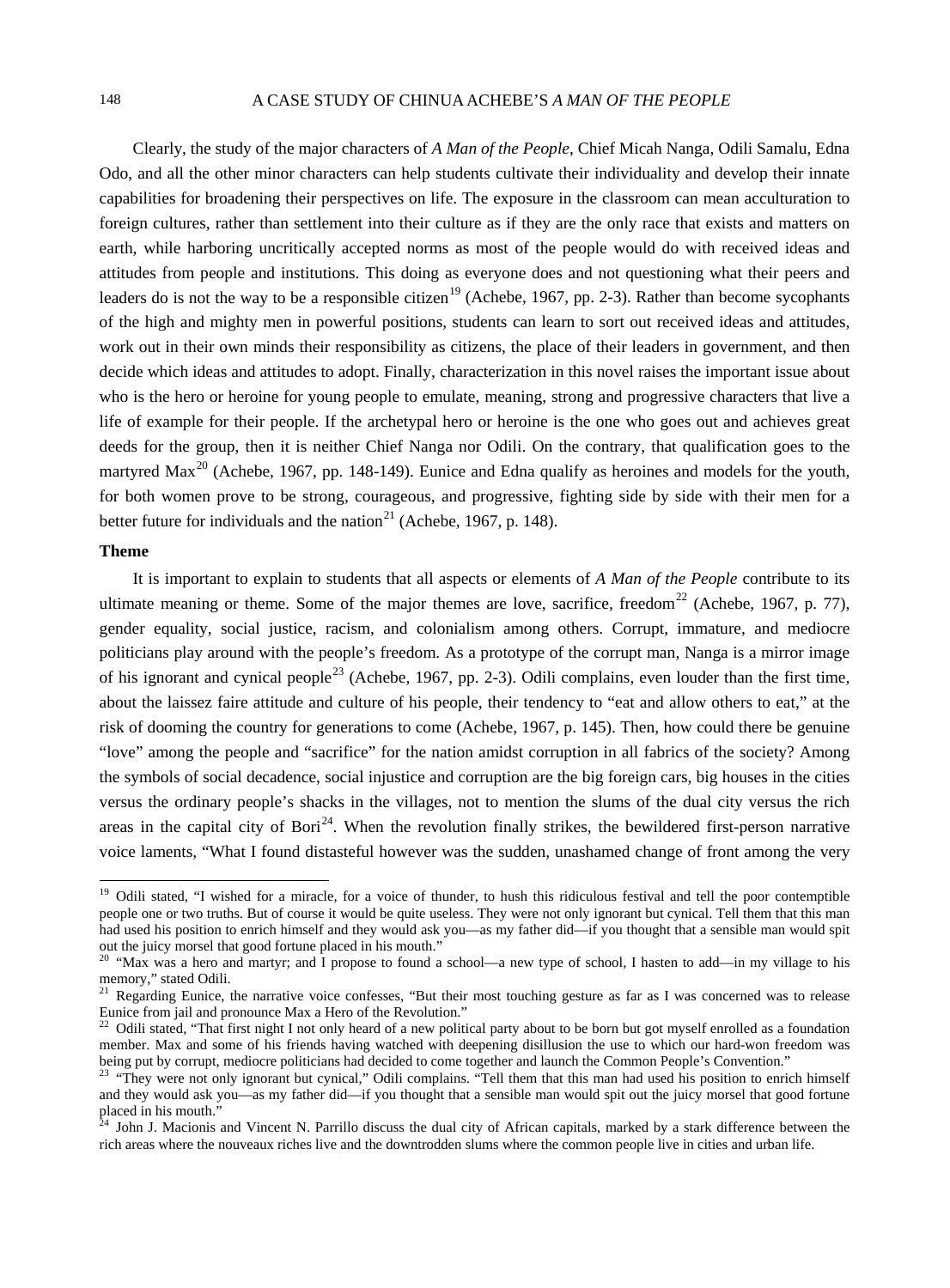Clearly, the study of the major characters of *A Man of the People*, Chief Micah Nanga, Odili Samalu, Edna Odo, and all the other minor characters can help students cultivate their individuality and develop their innate capabilities for broadening their perspectives on life. The exposure in the classroom can mean acculturation to foreign cultures, rather than settlement into their culture as if they are the only race that exists and matters on earth, while harboring uncritically accepted norms as most of the people would do with received ideas and attitudes from people and institutions. This doing as everyone does and not questioning what their peers and leaders do is not the way to be a responsible citizen[19] (Achebe, 1967, pp. 2-3). Rather than become sycophants of the high and mighty men in powerful positions, students can learn to sort out received ideas and attitudes, work out in their own minds their responsibility as citizens, the place of their leaders in government, and then decide which ideas and attitudes to adopt. Finally, characterization in this novel raises the important issue about who is the hero or heroine for young people to emulate, meaning, strong and progressive characters that live a life of example for their people. If the archetypal hero or heroine is the one who goes out and achieves great deeds for the group, then it is neither Chief Nanga nor Odili. On the contrary, that qualification goes to the martyred Max[20] (Achebe, 1967, pp. 148-149). Eunice and Edna qualify as heroines and models for the youth, for both women prove to be strong, courageous, and progressive, fighting side by side with their men for a better future for individuals and the nation[21] (Achebe, 1967, p. 148).

### Theme

It is important to explain to students that all aspects or elements of *A Man of the People* contribute to its ultimate meaning or theme. Some of the major themes are love, sacrifice, freedom[22] (Achebe, 1967, p. 77), gender equality, social justice, racism, and colonialism among others. Corrupt, immature, and mediocre politicians play around with the people's freedom. As a prototype of the corrupt man, Nanga is a mirror image of his ignorant and cynical people[23] (Achebe, 1967, pp. 2-3). Odili complains, even louder than the first time, about the laissez faire attitude and culture of his people, their tendency to "eat and allow others to eat," at the risk of dooming the country for generations to come (Achebe, 1967, p. 145). Then, how could there be genuine "love" among the people and "sacrifice" for the nation amidst corruption in all fabrics of the society? Among the symbols of social decadence, social injustice and corruption are the big foreign cars, big houses in the cities versus the ordinary people's shacks in the villages, not to mention the slums of the dual city versus the rich areas in the capital city of Bori[24]. When the revolution finally strikes, the bewildered first-person narrative voice laments, "What I found distasteful however was the sudden, unashamed change of front among the very

---

[19] Odili stated, "I wished for a miracle, for a voice of thunder, to hush this ridiculous festival and tell the poor contemptible people one or two truths. But of course it would be quite useless. They were not only ignorant but cynical. Tell them that this man had used his position to enrich himself and they would ask you—as my father did—if you thought that a sensible man would spit out the juicy morsel that good fortune placed in his mouth."

[20] "Max was a hero and martyr; and I propose to found a school—a new type of school, I hasten to add—in my village to his memory," stated Odili.

[21] Regarding Eunice, the narrative voice confesses, "But their most touching gesture as far as I was concerned was to release Eunice from jail and pronounce Max a Hero of the Revolution."

[22] Odili stated, "That first night I not only heard of a new political party about to be born but got myself enrolled as a foundation member. Max and some of his friends having watched with deepening disillusion the use to which our hard-won freedom was being put by corrupt, mediocre politicians had decided to come together and launch the Common People's Convention."

[23] "They were not only ignorant but cynical," Odili complains. "Tell them that this man had used his position to enrich himself and they would ask you—as my father did—if you thought that a sensible man would spit out the juicy morsel that good fortune placed in his mouth."

[24] John J. Macionis and Vincent N. Parrillo discuss the dual city of African capitals, marked by a stark difference between the rich areas where the nouveaux riches live and the downtrodden slums where the common people live in cities and urban life.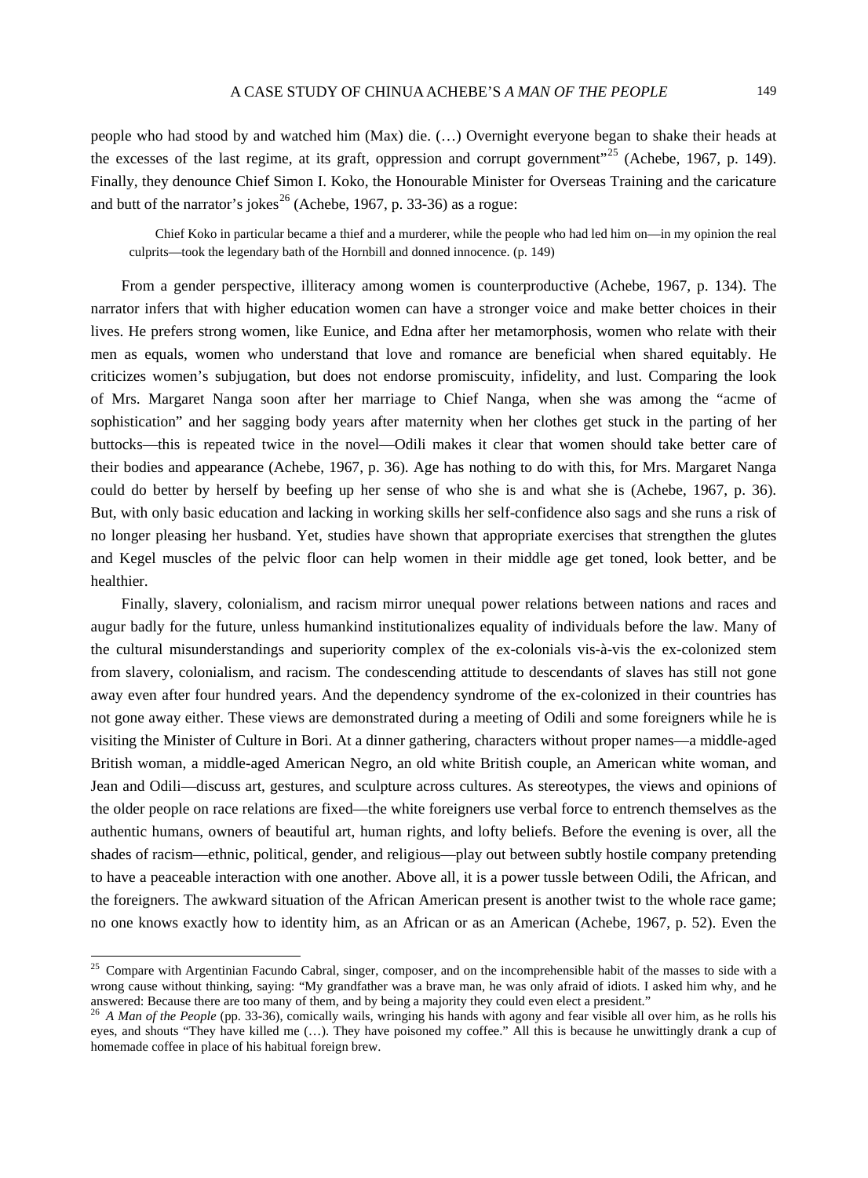people who had stood by and watched him (Max) die. (…) Overnight everyone began to shake their heads at the excesses of the last regime, at its graft, oppression and corrupt government"[25] (Achebe, 1967, p. 149). Finally, they denounce Chief Simon I. Koko, the Honourable Minister for Overseas Training and the caricature and butt of the narrator's jokes[26] (Achebe, 1967, p. 33-36) as a rogue:

> Chief Koko in particular became a thief and a murderer, while the people who had led him on—in my opinion the real culprits—took the legendary bath of the Hornbill and donned innocence. (p. 149)

From a gender perspective, illiteracy among women is counterproductive (Achebe, 1967, p. 134). The narrator infers that with higher education women can have a stronger voice and make better choices in their lives. He prefers strong women, like Eunice, and Edna after her metamorphosis, women who relate with their men as equals, women who understand that love and romance are beneficial when shared equitably. He criticizes women's subjugation, but does not endorse promiscuity, infidelity, and lust. Comparing the look of Mrs. Margaret Nanga soon after her marriage to Chief Nanga, when she was among the "acme of sophistication" and her sagging body years after maternity when her clothes get stuck in the parting of her buttocks—this is repeated twice in the novel—Odili makes it clear that women should take better care of their bodies and appearance (Achebe, 1967, p. 36). Age has nothing to do with this, for Mrs. Margaret Nanga could do better by herself by beefing up her sense of who she is and what she is (Achebe, 1967, p. 36). But, with only basic education and lacking in working skills her self-confidence also sags and she runs a risk of no longer pleasing her husband. Yet, studies have shown that appropriate exercises that strengthen the glutes and Kegel muscles of the pelvic floor can help women in their middle age get toned, look better, and be healthier.

Finally, slavery, colonialism, and racism mirror unequal power relations between nations and races and augur badly for the future, unless humankind institutionalizes equality of individuals before the law. Many of the cultural misunderstandings and superiority complex of the ex-colonials vis-à-vis the ex-colonized stem from slavery, colonialism, and racism. The condescending attitude to descendants of slaves has still not gone away even after four hundred years. And the dependency syndrome of the ex-colonized in their countries has not gone away either. These views are demonstrated during a meeting of Odili and some foreigners while he is visiting the Minister of Culture in Bori. At a dinner gathering, characters without proper names—a middle-aged British woman, a middle-aged American Negro, an old white British couple, an American white woman, and Jean and Odili—discuss art, gestures, and sculpture across cultures. As stereotypes, the views and opinions of the older people on race relations are fixed—the white foreigners use verbal force to entrench themselves as the authentic humans, owners of beautiful art, human rights, and lofty beliefs. Before the evening is over, all the shades of racism—ethnic, political, gender, and religious—play out between subtly hostile company pretending to have a peaceable interaction with one another. Above all, it is a power tussle between Odili, the African, and the foreigners. The awkward situation of the African American present is another twist to the whole race game; no one knows exactly how to identity him, as an African or as an American (Achebe, 1967, p. 52). Even the

---

[25] Compare with Argentinian Facundo Cabral, singer, composer, and on the incomprehensible habit of the masses to side with a wrong cause without thinking, saying: "My grandfather was a brave man, he was only afraid of idiots. I asked him why, and he answered: Because there are too many of them, and by being a majority they could even elect a president."

[26] *A Man of the People* (pp. 33-36), comically wails, wringing his hands with agony and fear visible all over him, as he rolls his eyes, and shouts "They have killed me (…). They have poisoned my coffee." All this is because he unwittingly drank a cup of homemade coffee in place of his habitual foreign brew.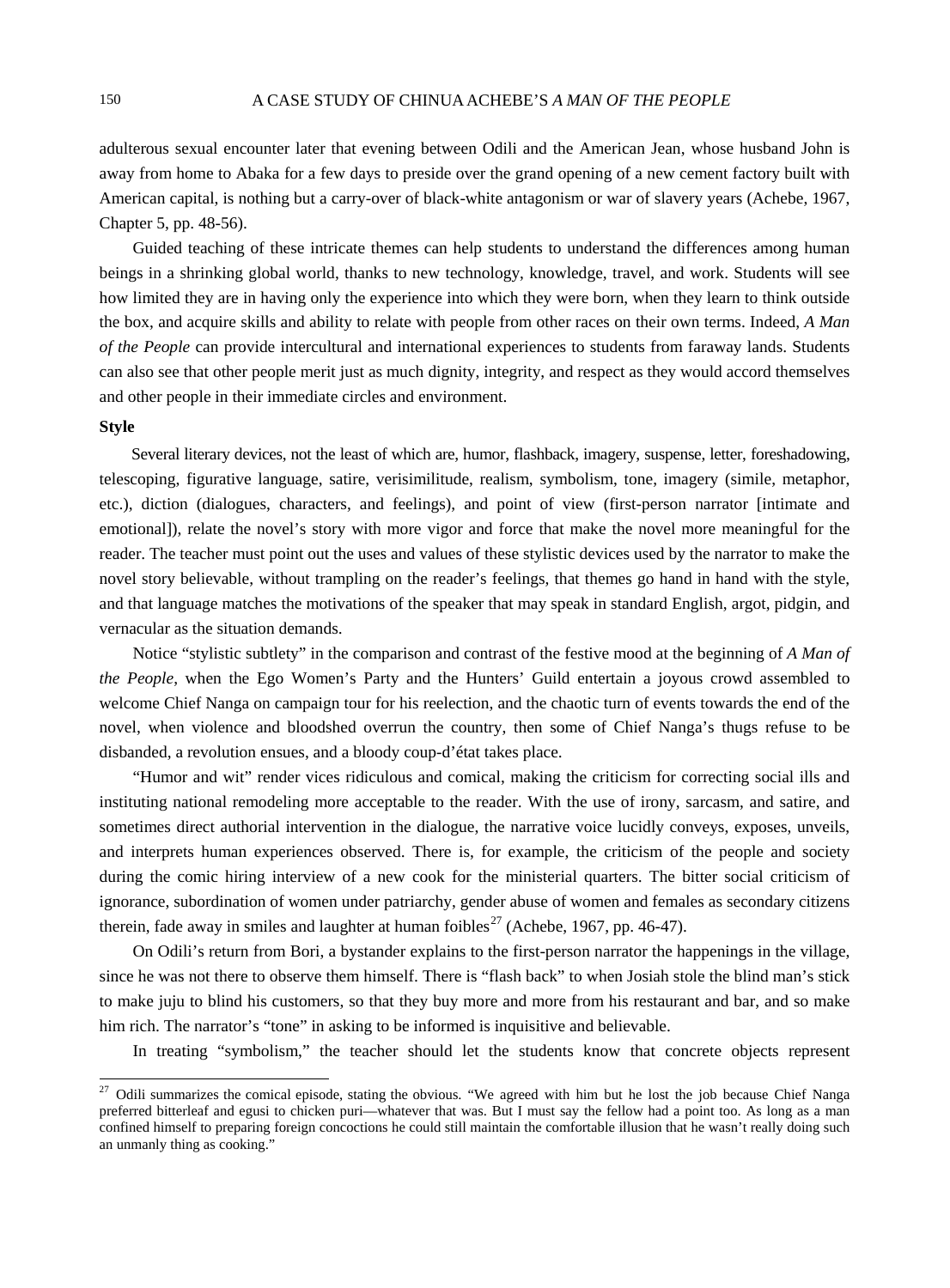adulterous sexual encounter later that evening between Odili and the American Jean, whose husband John is away from home to Abaka for a few days to preside over the grand opening of a new cement factory built with American capital, is nothing but a carry-over of black-white antagonism or war of slavery years (Achebe, 1967, Chapter 5, pp. 48-56).

Guided teaching of these intricate themes can help students to understand the differences among human beings in a shrinking global world, thanks to new technology, knowledge, travel, and work. Students will see how limited they are in having only the experience into which they were born, when they learn to think outside the box, and acquire skills and ability to relate with people from other races on their own terms. Indeed, *A Man of the People* can provide intercultural and international experiences to students from faraway lands. Students can also see that other people merit just as much dignity, integrity, and respect as they would accord themselves and other people in their immediate circles and environment.

**Style**

Several literary devices, not the least of which are, humor, flashback, imagery, suspense, letter, foreshadowing, telescoping, figurative language, satire, verisimilitude, realism, symbolism, tone, imagery (simile, metaphor, etc.), diction (dialogues, characters, and feelings), and point of view (first-person narrator [intimate and emotional]), relate the novel's story with more vigor and force that make the novel more meaningful for the reader. The teacher must point out the uses and values of these stylistic devices used by the narrator to make the novel story believable, without trampling on the reader's feelings, that themes go hand in hand with the style, and that language matches the motivations of the speaker that may speak in standard English, argot, pidgin, and vernacular as the situation demands.

Notice "stylistic subtlety" in the comparison and contrast of the festive mood at the beginning of *A Man of the People*, when the Ego Women's Party and the Hunters' Guild entertain a joyous crowd assembled to welcome Chief Nanga on campaign tour for his reelection, and the chaotic turn of events towards the end of the novel, when violence and bloodshed overrun the country, then some of Chief Nanga's thugs refuse to be disbanded, a revolution ensues, and a bloody coup-d'état takes place.

"Humor and wit" render vices ridiculous and comical, making the criticism for correcting social ills and instituting national remodeling more acceptable to the reader. With the use of irony, sarcasm, and satire, and sometimes direct authorial intervention in the dialogue, the narrative voice lucidly conveys, exposes, unveils, and interprets human experiences observed. There is, for example, the criticism of the people and society during the comic hiring interview of a new cook for the ministerial quarters. The bitter social criticism of ignorance, subordination of women under patriarchy, gender abuse of women and females as secondary citizens therein, fade away in smiles and laughter at human foibles[27] (Achebe, 1967, pp. 46-47).

On Odili's return from Bori, a bystander explains to the first-person narrator the happenings in the village, since he was not there to observe them himself. There is "flash back" to when Josiah stole the blind man's stick to make juju to blind his customers, so that they buy more and more from his restaurant and bar, and so make him rich. The narrator's "tone" in asking to be informed is inquisitive and believable.

In treating "symbolism," the teacher should let the students know that concrete objects represent

---

[27] Odili summarizes the comical episode, stating the obvious. "We agreed with him but he lost the job because Chief Nanga preferred bitterleaf and egusi to chicken puri—whatever that was. But I must say the fellow had a point too. As long as a man confined himself to preparing foreign concoctions he could still maintain the comfortable illusion that he wasn't really doing such an unmanly thing as cooking."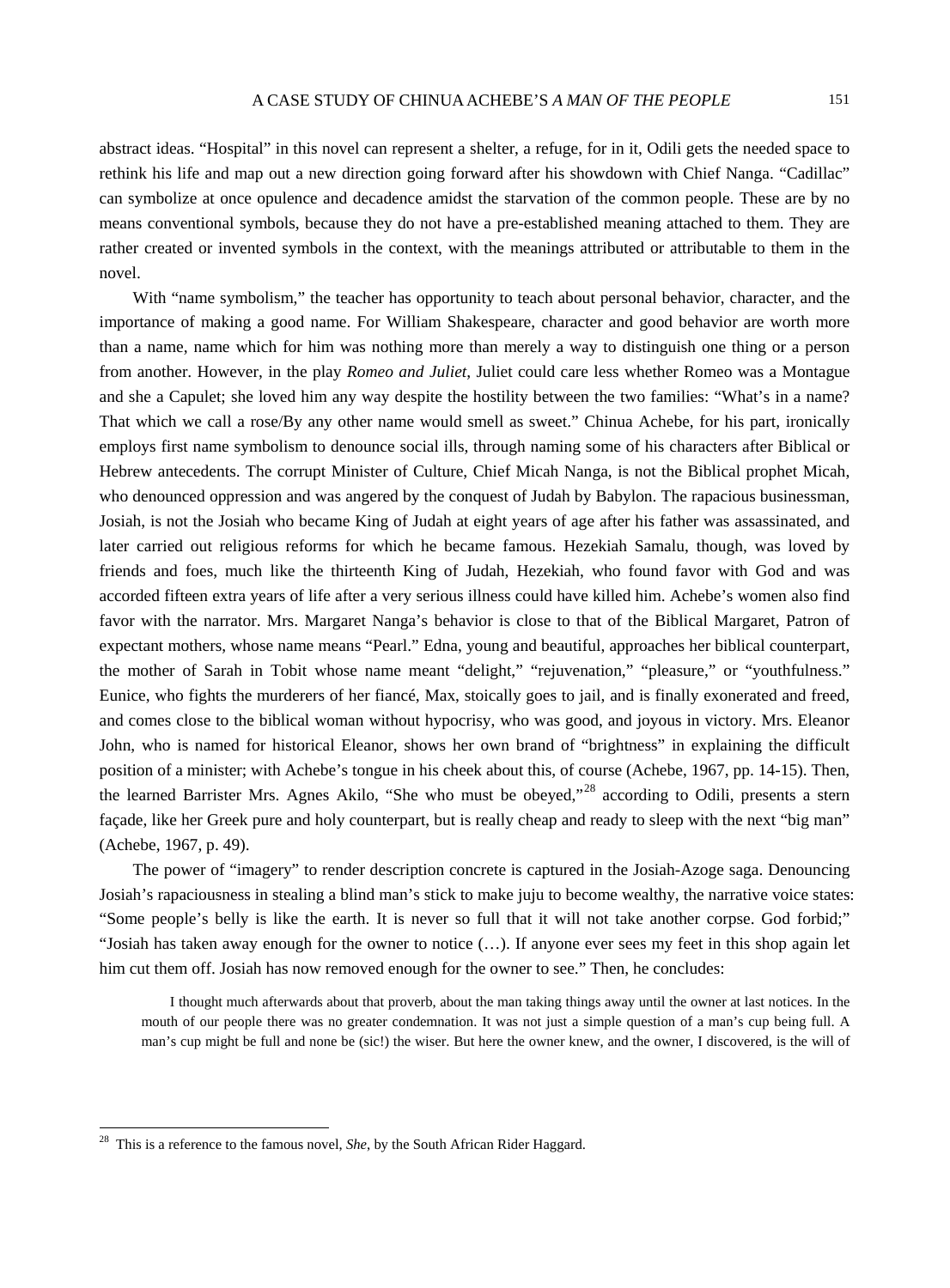abstract ideas. "Hospital" in this novel can represent a shelter, a refuge, for in it, Odili gets the needed space to rethink his life and map out a new direction going forward after his showdown with Chief Nanga. "Cadillac" can symbolize at once opulence and decadence amidst the starvation of the common people. These are by no means conventional symbols, because they do not have a pre-established meaning attached to them. They are rather created or invented symbols in the context, with the meanings attributed or attributable to them in the novel.

With "name symbolism," the teacher has opportunity to teach about personal behavior, character, and the importance of making a good name. For William Shakespeare, character and good behavior are worth more than a name, name which for him was nothing more than merely a way to distinguish one thing or a person from another. However, in the play *Romeo and Juliet*, Juliet could care less whether Romeo was a Montague and she a Capulet; she loved him any way despite the hostility between the two families: "What's in a name? That which we call a rose/By any other name would smell as sweet." Chinua Achebe, for his part, ironically employs first name symbolism to denounce social ills, through naming some of his characters after Biblical or Hebrew antecedents. The corrupt Minister of Culture, Chief Micah Nanga, is not the Biblical prophet Micah, who denounced oppression and was angered by the conquest of Judah by Babylon. The rapacious businessman, Josiah, is not the Josiah who became King of Judah at eight years of age after his father was assassinated, and later carried out religious reforms for which he became famous. Hezekiah Samalu, though, was loved by friends and foes, much like the thirteenth King of Judah, Hezekiah, who found favor with God and was accorded fifteen extra years of life after a very serious illness could have killed him. Achebe's women also find favor with the narrator. Mrs. Margaret Nanga's behavior is close to that of the Biblical Margaret, Patron of expectant mothers, whose name means "Pearl." Edna, young and beautiful, approaches her biblical counterpart, the mother of Sarah in Tobit whose name meant "delight," "rejuvenation," "pleasure," or "youthfulness." Eunice, who fights the murderers of her fiancé, Max, stoically goes to jail, and is finally exonerated and freed, and comes close to the biblical woman without hypocrisy, who was good, and joyous in victory. Mrs. Eleanor John, who is named for historical Eleanor, shows her own brand of "brightness" in explaining the difficult position of a minister; with Achebe's tongue in his cheek about this, of course (Achebe, 1967, pp. 14-15). Then, the learned Barrister Mrs. Agnes Akilo, "She who must be obeyed,"[28] according to Odili, presents a stern façade, like her Greek pure and holy counterpart, but is really cheap and ready to sleep with the next "big man" (Achebe, 1967, p. 49).

The power of "imagery" to render description concrete is captured in the Josiah-Azoge saga. Denouncing Josiah's rapaciousness in stealing a blind man's stick to make juju to become wealthy, the narrative voice states: "Some people's belly is like the earth. It is never so full that it will not take another corpse. God forbid;" "Josiah has taken away enough for the owner to notice (…). If anyone ever sees my feet in this shop again let him cut them off. Josiah has now removed enough for the owner to see." Then, he concludes:

> I thought much afterwards about that proverb, about the man taking things away until the owner at last notices. In the mouth of our people there was no greater condemnation. It was not just a simple question of a man's cup being full. A man's cup might be full and none be (sic!) the wiser. But here the owner knew, and the owner, I discovered, is the will of

[28] This is a reference to the famous novel, *She*, by the South African Rider Haggard.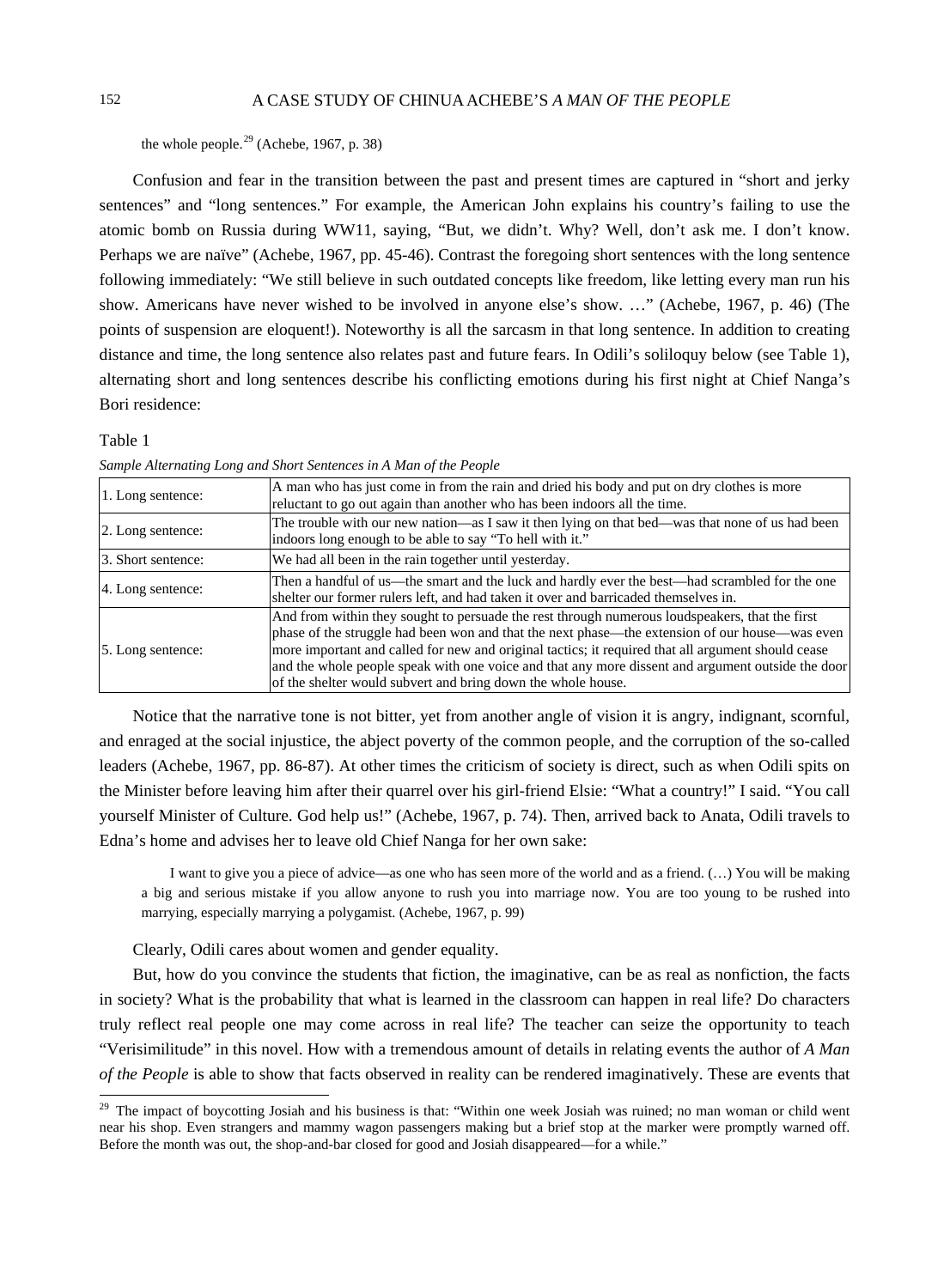the whole people.[29] (Achebe, 1967, p. 38)

Confusion and fear in the transition between the past and present times are captured in "short and jerky sentences" and "long sentences." For example, the American John explains his country's failing to use the atomic bomb on Russia during WW11, saying, "But, we didn't. Why? Well, don't ask me. I don't know. Perhaps we are naïve" (Achebe, 1967, pp. 45-46). Contrast the foregoing short sentences with the long sentence following immediately: "We still believe in such outdated concepts like freedom, like letting every man run his show. Americans have never wished to be involved in anyone else's show. …" (Achebe, 1967, p. 46) (The points of suspension are eloquent!). Noteworthy is all the sarcasm in that long sentence. In addition to creating distance and time, the long sentence also relates past and future fears. In Odili's soliloquy below (see Table 1), alternating short and long sentences describe his conflicting emotions during his first night at Chief Nanga's Bori residence:

Table 1

*Sample Alternating Long and Short Sentences in A Man of the People*

| | |
|---|---|
| 1. Long sentence: | A man who has just come in from the rain and dried his body and put on dry clothes is more reluctant to go out again than another who has been indoors all the time. |
| 2. Long sentence: | The trouble with our new nation—as I saw it then lying on that bed—was that none of us had been indoors long enough to be able to say "To hell with it." |
| 3. Short sentence: | We had all been in the rain together until yesterday. |
| 4. Long sentence: | Then a handful of us—the smart and the luck and hardly ever the best—had scrambled for the one shelter our former rulers left, and had taken it over and barricaded themselves in. |
| 5. Long sentence: | And from within they sought to persuade the rest through numerous loudspeakers, that the first phase of the struggle had been won and that the next phase—the extension of our house—was even more important and called for new and original tactics; it required that all argument should cease and the whole people speak with one voice and that any more dissent and argument outside the door of the shelter would subvert and bring down the whole house. |

Notice that the narrative tone is not bitter, yet from another angle of vision it is angry, indignant, scornful, and enraged at the social injustice, the abject poverty of the common people, and the corruption of the so-called leaders (Achebe, 1967, pp. 86-87). At other times the criticism of society is direct, such as when Odili spits on the Minister before leaving him after their quarrel over his girl-friend Elsie: "What a country!" I said. "You call yourself Minister of Culture. God help us!" (Achebe, 1967, p. 74). Then, arrived back to Anata, Odili travels to Edna's home and advises her to leave old Chief Nanga for her own sake:

> I want to give you a piece of advice—as one who has seen more of the world and as a friend. (…) You will be making a big and serious mistake if you allow anyone to rush you into marriage now. You are too young to be rushed into marrying, especially marrying a polygamist. (Achebe, 1967, p. 99)

Clearly, Odili cares about women and gender equality.

But, how do you convince the students that fiction, the imaginative, can be as real as nonfiction, the facts in society? What is the probability that what is learned in the classroom can happen in real life? Do characters truly reflect real people one may come across in real life? The teacher can seize the opportunity to teach "Verisimilitude" in this novel. How with a tremendous amount of details in relating events the author of *A Man of the People* is able to show that facts observed in reality can be rendered imaginatively. These are events that

[29] The impact of boycotting Josiah and his business is that: "Within one week Josiah was ruined; no man woman or child went near his shop. Even strangers and mammy wagon passengers making but a brief stop at the marker were promptly warned off. Before the month was out, the shop-and-bar closed for good and Josiah disappeared—for a while."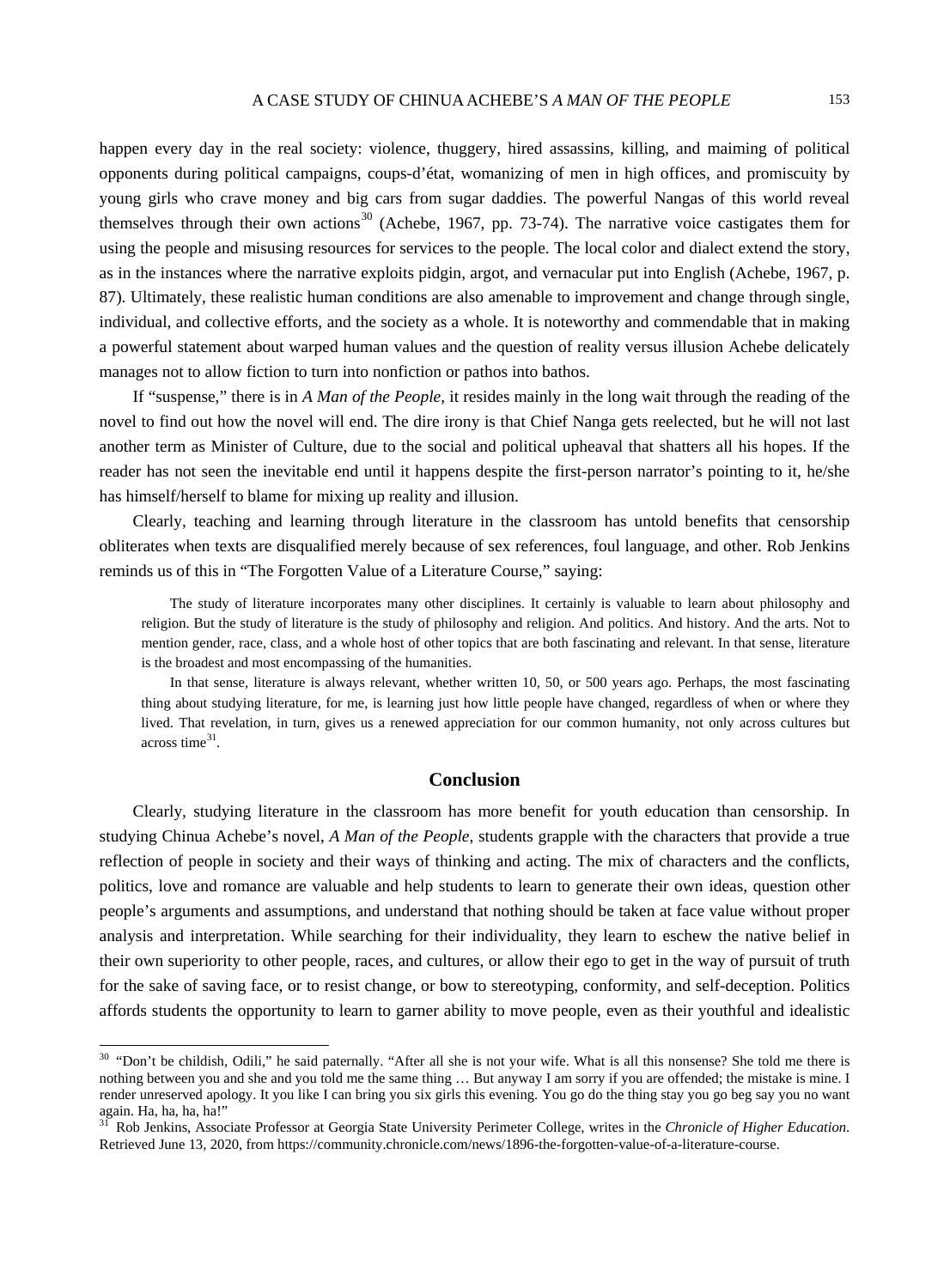happen every day in the real society: violence, thuggery, hired assassins, killing, and maiming of political opponents during political campaigns, coups-d'état, womanizing of men in high offices, and promiscuity by young girls who crave money and big cars from sugar daddies. The powerful Nangas of this world reveal themselves through their own actions[30] (Achebe, 1967, pp. 73-74). The narrative voice castigates them for using the people and misusing resources for services to the people. The local color and dialect extend the story, as in the instances where the narrative exploits pidgin, argot, and vernacular put into English (Achebe, 1967, p. 87). Ultimately, these realistic human conditions are also amenable to improvement and change through single, individual, and collective efforts, and the society as a whole. It is noteworthy and commendable that in making a powerful statement about warped human values and the question of reality versus illusion Achebe delicately manages not to allow fiction to turn into nonfiction or pathos into bathos.

If "suspense," there is in *A Man of the People*, it resides mainly in the long wait through the reading of the novel to find out how the novel will end. The dire irony is that Chief Nanga gets reelected, but he will not last another term as Minister of Culture, due to the social and political upheaval that shatters all his hopes. If the reader has not seen the inevitable end until it happens despite the first-person narrator's pointing to it, he/she has himself/herself to blame for mixing up reality and illusion.

Clearly, teaching and learning through literature in the classroom has untold benefits that censorship obliterates when texts are disqualified merely because of sex references, foul language, and other. Rob Jenkins reminds us of this in "The Forgotten Value of a Literature Course," saying:

> The study of literature incorporates many other disciplines. It certainly is valuable to learn about philosophy and religion. But the study of literature is the study of philosophy and religion. And politics. And history. And the arts. Not to mention gender, race, class, and a whole host of other topics that are both fascinating and relevant. In that sense, literature is the broadest and most encompassing of the humanities.
>
> In that sense, literature is always relevant, whether written 10, 50, or 500 years ago. Perhaps, the most fascinating thing about studying literature, for me, is learning just how little people have changed, regardless of when or where they lived. That revelation, in turn, gives us a renewed appreciation for our common humanity, not only across cultures but across time[31].

## Conclusion

Clearly, studying literature in the classroom has more benefit for youth education than censorship. In studying Chinua Achebe's novel, *A Man of the People*, students grapple with the characters that provide a true reflection of people in society and their ways of thinking and acting. The mix of characters and the conflicts, politics, love and romance are valuable and help students to learn to generate their own ideas, question other people's arguments and assumptions, and understand that nothing should be taken at face value without proper analysis and interpretation. While searching for their individuality, they learn to eschew the native belief in their own superiority to other people, races, and cultures, or allow their ego to get in the way of pursuit of truth for the sake of saving face, or to resist change, or bow to stereotyping, conformity, and self-deception. Politics affords students the opportunity to learn to garner ability to move people, even as their youthful and idealistic

[30] "Don't be childish, Odili," he said paternally. "After all she is not your wife. What is all this nonsense? She told me there is nothing between you and she and you told me the same thing … But anyway I am sorry if you are offended; the mistake is mine. I render unreserved apology. It you like I can bring you six girls this evening. You go do the thing stay you go beg say you no want again. Ha, ha, ha, ha!"

[31] Rob Jenkins, Associate Professor at Georgia State University Perimeter College, writes in the *Chronicle of Higher Education*. Retrieved June 13, 2020, from https://community.chronicle.com/news/1896-the-forgotten-value-of-a-literature-course.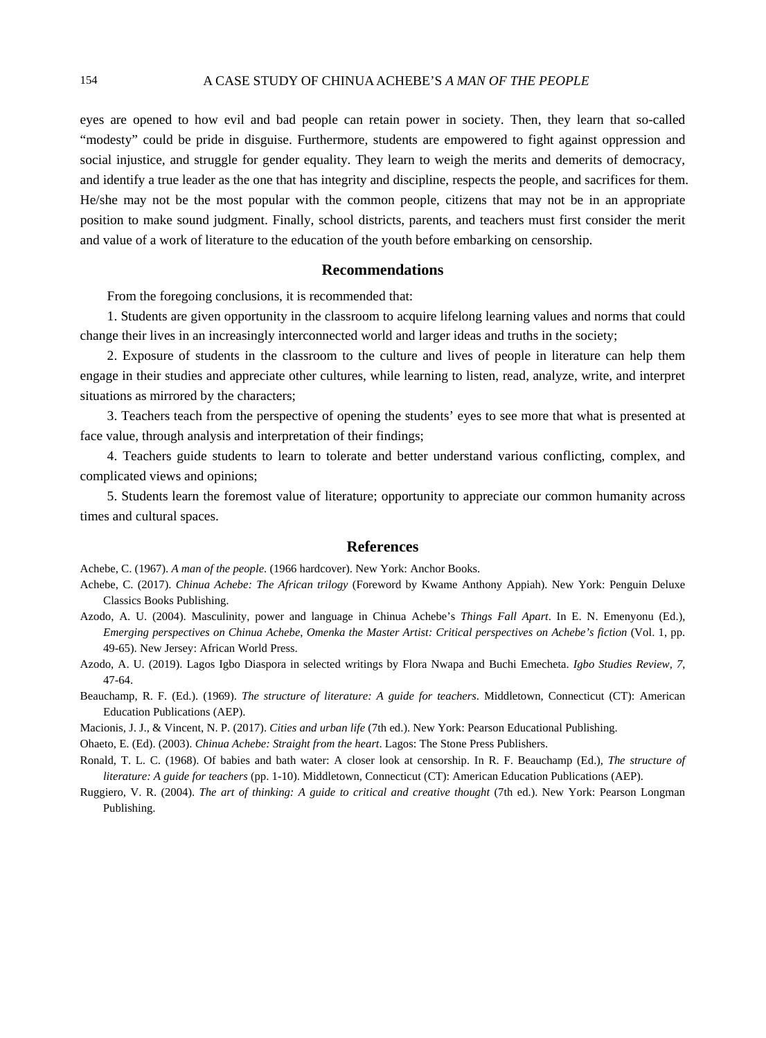eyes are opened to how evil and bad people can retain power in society. Then, they learn that so-called "modesty" could be pride in disguise. Furthermore, students are empowered to fight against oppression and social injustice, and struggle for gender equality. They learn to weigh the merits and demerits of democracy, and identify a true leader as the one that has integrity and discipline, respects the people, and sacrifices for them. He/she may not be the most popular with the common people, citizens that may not be in an appropriate position to make sound judgment. Finally, school districts, parents, and teachers must first consider the merit and value of a work of literature to the education of the youth before embarking on censorship.

## Recommendations

From the foregoing conclusions, it is recommended that:

1. Students are given opportunity in the classroom to acquire lifelong learning values and norms that could change their lives in an increasingly interconnected world and larger ideas and truths in the society;

2. Exposure of students in the classroom to the culture and lives of people in literature can help them engage in their studies and appreciate other cultures, while learning to listen, read, analyze, write, and interpret situations as mirrored by the characters;

3. Teachers teach from the perspective of opening the students' eyes to see more that what is presented at face value, through analysis and interpretation of their findings;

4. Teachers guide students to learn to tolerate and better understand various conflicting, complex, and complicated views and opinions;

5. Students learn the foremost value of literature; opportunity to appreciate our common humanity across times and cultural spaces.

## References

Achebe, C. (1967). *A man of the people*. (1966 hardcover). New York: Anchor Books.

Achebe, C. (2017). *Chinua Achebe: The African trilogy* (Foreword by Kwame Anthony Appiah). New York: Penguin Deluxe Classics Books Publishing.

Azodo, A. U. (2004). Masculinity, power and language in Chinua Achebe's *Things Fall Apart*. In E. N. Emenyonu (Ed.), *Emerging perspectives on Chinua Achebe, Omenka the Master Artist: Critical perspectives on Achebe's fiction* (Vol. 1, pp. 49-65). New Jersey: African World Press.

Azodo, A. U. (2019). Lagos Igbo Diaspora in selected writings by Flora Nwapa and Buchi Emecheta. *Igbo Studies Review, 7*, 47-64.

Beauchamp, R. F. (Ed.). (1969). *The structure of literature: A guide for teachers*. Middletown, Connecticut (CT): American Education Publications (AEP).

Macionis, J. J., & Vincent, N. P. (2017). *Cities and urban life* (7th ed.). New York: Pearson Educational Publishing.

Ohaeto, E. (Ed). (2003). *Chinua Achebe: Straight from the heart*. Lagos: The Stone Press Publishers.

Ronald, T. L. C. (1968). Of babies and bath water: A closer look at censorship. In R. F. Beauchamp (Ed.), *The structure of literature: A guide for teachers* (pp. 1-10). Middletown, Connecticut (CT): American Education Publications (AEP).

Ruggiero, V. R. (2004). *The art of thinking: A guide to critical and creative thought* (7th ed.). New York: Pearson Longman Publishing.